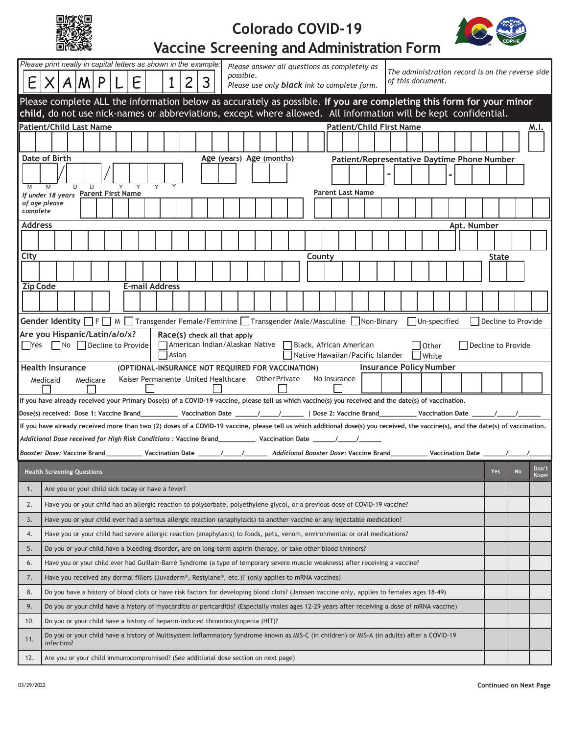# Colorado COVID-19 Vaccine Screening and Administration Form

*Please print neatly in capital letters as shown in the example:* EXAMPLE 123

*Please answer all questions as completely as possible.*
*Please use only **black** ink to complete form.*

*The administration record is on the reverse side of this document.*

**Please complete ALL the information below as accurately as possible. If you are completing this form for your minor child,** do not use nick-names or abbreviations, except where allowed. All information will be kept confidential.

**Patient/Child Last Name** | **Patient/Child First Name** | **M.I.**

**Date of Birth** (MM / DD / YYYY) | **Age** (years) **Age** (months) | **Patient/Representative Daytime Phone Number**

*If under 18 years of age please complete* | **Parent First Name** | **Parent Last Name**

**Address** | **Apt. Number**

**City** | **County** | **State**

**Zip Code** | **E-mail Address**

**Gender Identity** ☐ F ☐ M ☐ Transgender Female/Feminine ☐ Transgender Male/Masculine ☐ Non-Binary ☐ Un-specified ☐ Decline to Provide

**Are you Hispanic/Latin/a/o/x?** ☐ Yes ☐ No ☐ Decline to Provide

**Race(s)** check all that apply: ☐ American Indian/Alaskan Native ☐ Asian ☐ Black, African American ☐ Native Hawaiian/Pacific Islander ☐ Other ☐ White ☐ Decline to Provide

**Health Insurance** (OPTIONAL-INSURANCE NOT REQUIRED FOR VACCINATION)
Medicaid ☐ Medicare ☐ Kaiser Permanente ☐ United Healthcare ☐ Other Private ☐ No Insurance ☐

**Insurance Policy Number**

If you have already received your Primary Dose(s) of a COVID-19 vaccine, please tell us which vaccine(s) you received and the date(s) of vaccination.

Dose(s) received: Dose 1: Vaccine Brand__________ Vaccination Date ______/_____/______ | Dose 2: Vaccine Brand__________ Vaccination Date ______/_____/______

If you have already received more than two (2) doses of a COVID-19 vaccine, please tell us which additional dose(s) you received, the vaccine(s), and the date(s) of vaccination.

*Additional Dose received for High Risk Conditions :* Vaccine Brand__________ Vaccination Date ______/_____/______

*Booster Dose:* Vaccine Brand__________ Vaccination Date ______/_____/______ *Additional Booster Dose:* Vaccine Brand__________ Vaccination Date ______/_____/______

| | Health Screening Questions | Yes | No | Don't Know |
|---|---|---|---|---|
| 1. | Are you or your child sick today or have a fever? | | | |
| 2. | Have you or your child had an allergic reaction to polysorbate, polyethylene glycol, or a previous dose of COVID-19 vaccine? | | | |
| 3. | Have you or your child ever had a serious allergic reaction (anaphylaxis) to another vaccine or any injectable medication? | | | |
| 4. | Have you or your child had severe allergic reaction (anaphylaxis) to foods, pets, venom, environmental or oral medications? | | | |
| 5. | Do you or your child have a bleeding disorder, are on long-term aspirin therapy, or take other blood thinners? | | | |
| 6. | Have you or your child ever had Guillain-Barré Syndrome (a type of temporary severe muscle weakness) after receiving a vaccine? | | | |
| 7. | Have you received any dermal fillers (Juvaderm®, Restylane®, etc.)? (only applies to mRNA vaccines) | | | |
| 8. | Do you have a history of blood clots or have risk factors for developing blood clots? (Janssen vaccine only, applies to females ages 18-49) | | | |
| 9. | Do you or your child have a history of myocarditis or pericarditis? (Especially males ages 12-29 years after receiving a dose of mRNA vaccine) | | | |
| 10. | Do you or your child have a history of heparin-induced thrombocytopenia (HIT)? | | | |
| 11. | Do you or your child have a history of Multisystem Inflammatory Syndrome known as MIS-C (in children) or MIS-A (in adults) after a COVID-19 infection? | | | |
| 12. | Are you or your child immunocompromised? (See additional dose section on next page) | | | |

03/29/2022

**Continued on Next Page**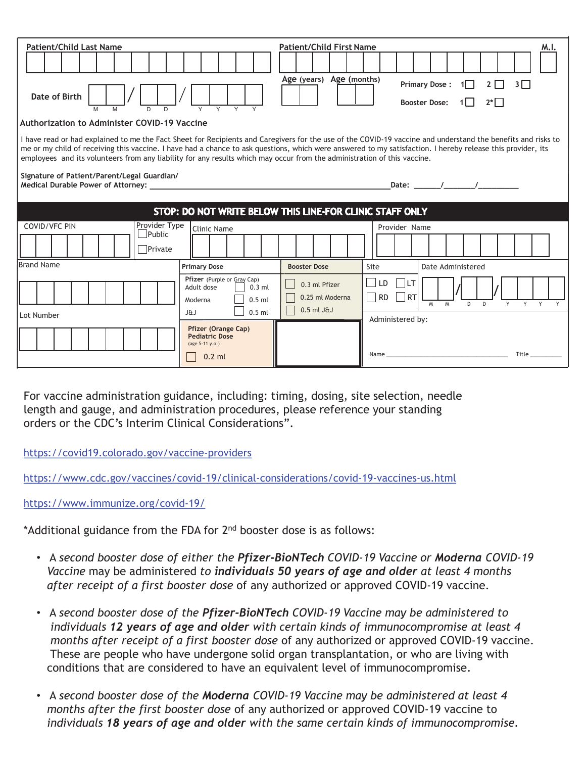Patient/Child Last Name

Patient/Child First Name

M.I.

Date of Birth ___ / ___ / ______ (MM / DD / YYYY)

Age (years) Age (months)

Primary Dose : 1☐ 2☐ 3☐

Booster Dose: 1☐ 2*☐

**Authorization to Administer COVID-19 Vaccine**

I have read or had explained to me the Fact Sheet for Recipients and Caregivers for the use of the COVID-19 vaccine and understand the benefits and risks to me or my child of receiving this vaccine. I have had a chance to ask questions, which were answered to my satisfaction. I hereby release this provider, its employees and its volunteers from any liability for any results which may occur from the administration of this vaccine.

Signature of Patient/Parent/Legal Guardian/
Medical Durable Power of Attorney: ______________________________ Date: ______/_______/_________

**STOP: DO NOT WRITE BELOW THIS LINE-FOR CLINIC STAFF ONLY**

COVID/VFC PIN

Provider Type ☐ Public ☐ Private

Clinic Name

Provider Name

Brand Name

Lot Number

| Primary Dose | Booster Dose |
| --- | --- |
| Pfizer (Purple or Gray Cap) Adult dose ☐ 0.3 ml | ☐ 0.3 ml Pfizer |
| Moderna ☐ 0.5 ml | ☐ 0.25 ml Moderna |
| J&J ☐ 0.5 ml | ☐ 0.5 ml J&J |
| Pfizer (Orange Cap) Pediatric Dose (age 5-11 y.o.) ☐ 0.2 ml | |

Site: ☐ LD ☐ LT ☐ RD ☐ RT

Date Administered ___ / ___ / ______ (MM / DD / YYYY)

Administered by:

Name ______________________ Title ________

For vaccine administration guidance, including: timing, dosing, site selection, needle length and gauge, and administration procedures, please reference your standing orders or the CDC's Interim Clinical Considerations".

https://covid19.colorado.gov/vaccine-providers

https://www.cdc.gov/vaccines/covid-19/clinical-considerations/covid-19-vaccines-us.html

https://www.immunize.org/covid-19/

*Additional guidance from the FDA for 2nd booster dose is as follows:

- A *second booster dose of either the **Pfizer-BioNTech** COVID-19 Vaccine or **Moderna** COVID-19 Vaccine* may be administered *to **individuals 50 years of age and older** at least 4 months after receipt of a first booster dose* of any authorized or approved COVID-19 vaccine.
- A *second booster dose of the **Pfizer-BioNTech** COVID-19 Vaccine may be administered to individuals **12 years of age and older** with certain kinds of immunocompromise at least 4 months after receipt of a first booster dose* of any authorized or approved COVID-19 vaccine. These are people who have undergone solid organ transplantation, or who are living with conditions that are considered to have an equivalent level of immunocompromise.
- A *second booster dose of the **Moderna** COVID-19 Vaccine may be administered at least 4 months after the first booster dose* of any authorized or approved COVID-19 vaccine to *individuals **18 years of age and older** with the same certain kinds of immunocompromise.*